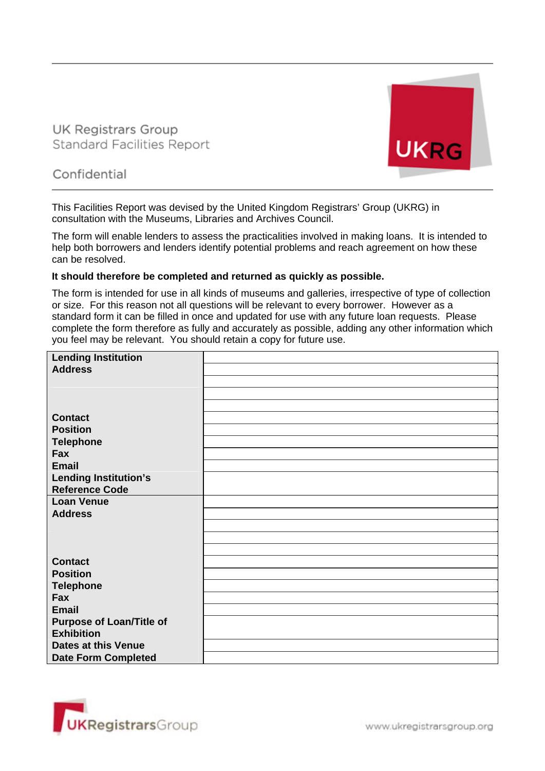# UK Registrars Group
## Standard Facilities Report

Confidential

This Facilities Report was devised by the United Kingdom Registrars' Group (UKRG) in consultation with the Museums, Libraries and Archives Council.

The form will enable lenders to assess the practicalities involved in making loans. It is intended to help both borrowers and lenders identify potential problems and reach agreement on how these can be resolved.

**It should therefore be completed and returned as quickly as possible.**

The form is intended for use in all kinds of museums and galleries, irrespective of type of collection or size. For this reason not all questions will be relevant to every borrower. However as a standard form it can be filled in once and updated for use with any future loan requests. Please complete the form therefore as fully and accurately as possible, adding any other information which you feel may be relevant. You should retain a copy for future use.

| | |
|---|---|
| **Lending Institution** | |
| **Address** | |
| | |
| | |
| | |
| **Contact** | |
| **Position** | |
| **Telephone** | |
| **Fax** | |
| **Email** | |
| **Lending Institution's Reference Code** | |
| **Loan Venue** | |
| **Address** | |
| | |
| | |
| | |
| **Contact** | |
| **Position** | |
| **Telephone** | |
| **Fax** | |
| **Email** | |
| **Purpose of Loan/Title of Exhibition** | |
| **Dates at this Venue** | |
| **Date Form Completed** | |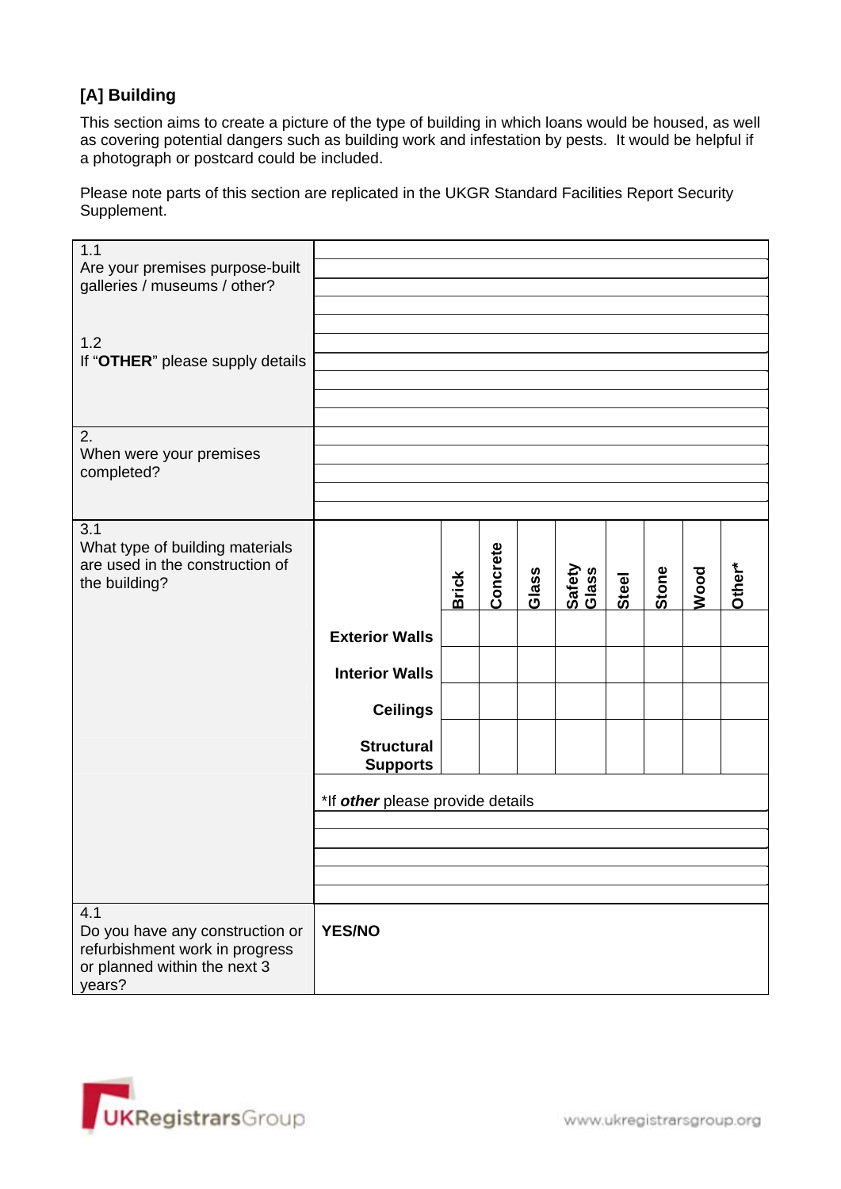## [A] Building

This section aims to create a picture of the type of building in which loans would be housed, as well as covering potential dangers such as building work and infestation by pests. It would be helpful if a photograph or postcard could be included.

Please note parts of this section are replicated in the UKGR Standard Facilities Report Security Supplement.

| | |
|---|---|
| 1.1<br>Are your premises purpose-built galleries / museums / other? | |
| 1.2<br>If "**OTHER**" please supply details | |
| 2.<br>When were your premises completed? | |

3.1
What type of building materials are used in the construction of the building?

| | Brick | Concrete | Glass | Safety Glass | Steel | Stone | Wood | Other* |
|---|---|---|---|---|---|---|---|---|
| **Exterior Walls** | | | | | | | | |
| **Interior Walls** | | | | | | | | |
| **Ceilings** | | | | | | | | |
| **Structural Supports** | | | | | | | | |

*If ***other*** please provide details

| | |
|---|---|
| 4.1<br>Do you have any construction or refurbishment work in progress or planned within the next 3 years? | **YES/NO** |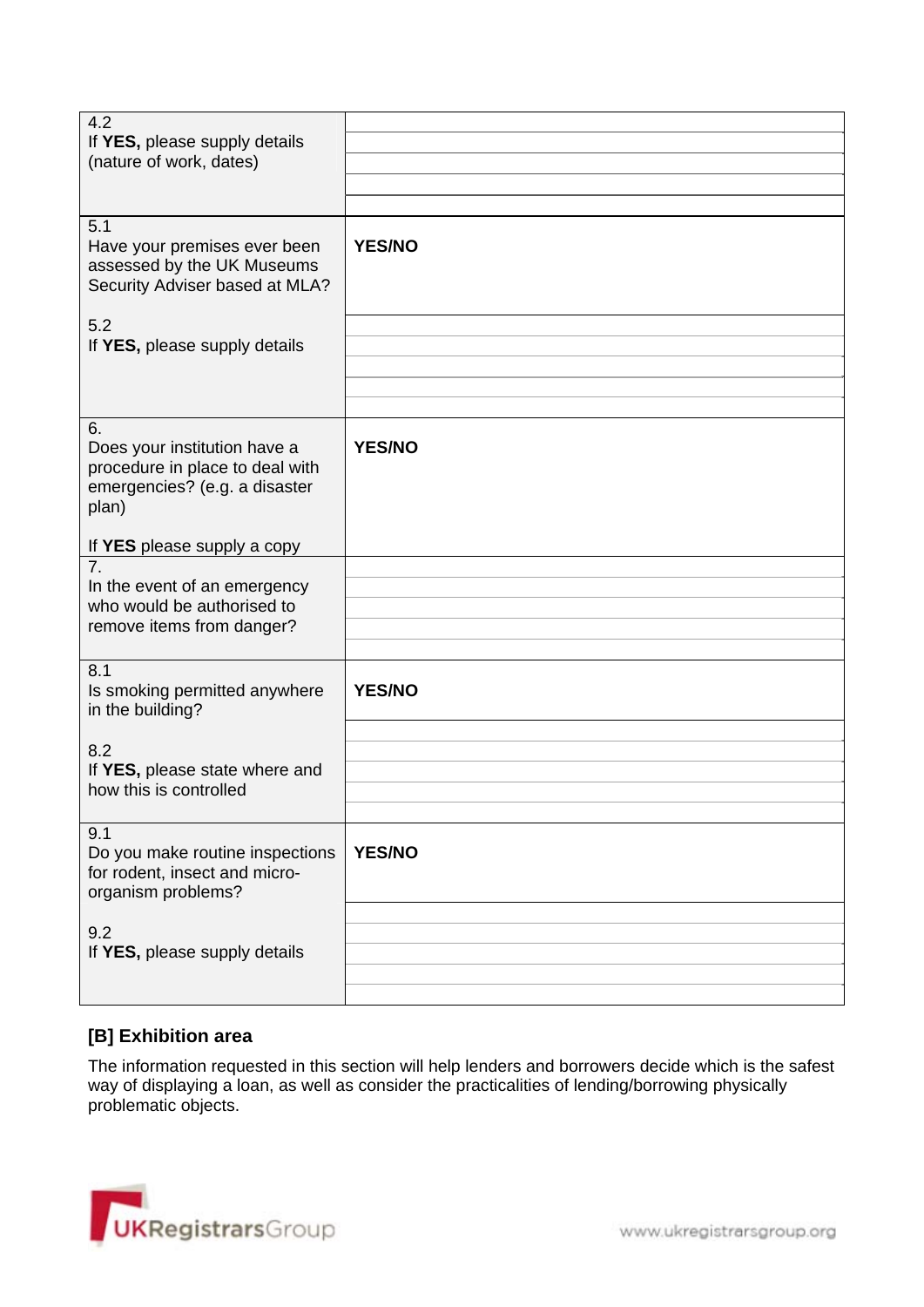| | |
|---|---|
| 4.2<br>If **YES,** please supply details (nature of work, dates) | |
| 5.1<br>Have your premises ever been assessed by the UK Museums Security Adviser based at MLA? | **YES/NO** |
| 5.2<br>If **YES,** please supply details | |
| 6.<br>Does your institution have a procedure in place to deal with emergencies? (e.g. a disaster plan)<br><br>If **YES** please supply a copy | **YES/NO** |
| 7.<br>In the event of an emergency who would be authorised to remove items from danger? | |
| 8.1<br>Is smoking permitted anywhere in the building? | **YES/NO** |
| 8.2<br>If **YES,** please state where and how this is controlled | |
| 9.1<br>Do you make routine inspections for rodent, insect and micro-organism problems? | **YES/NO** |
| 9.2<br>If **YES,** please supply details | |

### [B] Exhibition area

The information requested in this section will help lenders and borrowers decide which is the safest way of displaying a loan, as well as consider the practicalities of lending/borrowing physically problematic objects.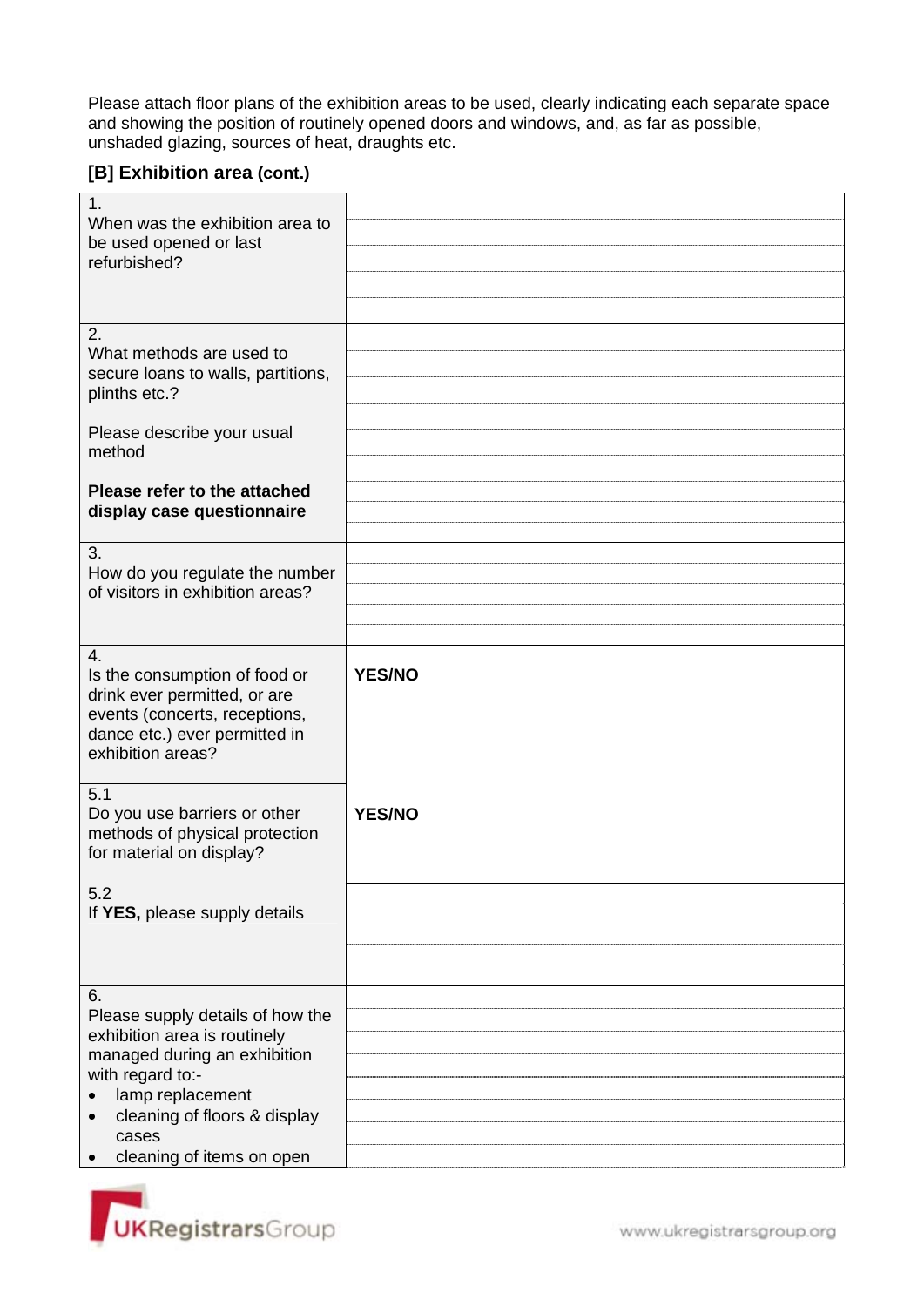Please attach floor plans of the exhibition areas to be used, clearly indicating each separate space and showing the position of routinely opened doors and windows, and, as far as possible, unshaded glazing, sources of heat, draughts etc.

## [B] Exhibition area (cont.)

| | |
|---|---|
| 1.<br>When was the exhibition area to be used opened or last refurbished? | |
| 2.<br>What methods are used to secure loans to walls, partitions, plinths etc.?<br><br>Please describe your usual method<br><br>**Please refer to the attached display case questionnaire** | |
| 3.<br>How do you regulate the number of visitors in exhibition areas? | |
| 4.<br>Is the consumption of food or drink ever permitted, or are events (concerts, receptions, dance etc.) ever permitted in exhibition areas? | **YES/NO** |
| 5.1<br>Do you use barriers or other methods of physical protection for material on display? | **YES/NO** |
| 5.2<br>If **YES,** please supply details | |
| 6.<br>Please supply details of how the exhibition area is routinely managed during an exhibition with regard to:-<br>• lamp replacement<br>• cleaning of floors & display cases<br>• cleaning of items on open | |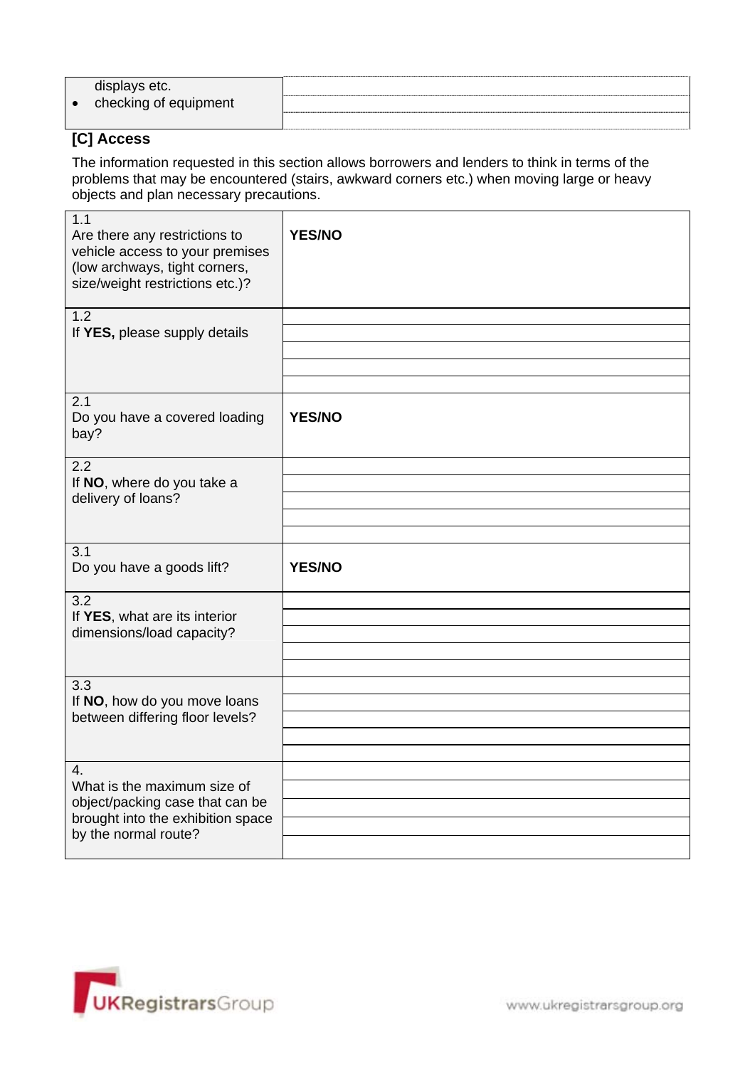| | |
|---|---|
| displays etc.<br>• checking of equipment | |

## [C] Access

The information requested in this section allows borrowers and lenders to think in terms of the problems that may be encountered (stairs, awkward corners etc.) when moving large or heavy objects and plan necessary precautions.

| | |
|---|---|
| 1.1<br>Are there any restrictions to vehicle access to your premises (low archways, tight corners, size/weight restrictions etc.)? | **YES/NO** |
| 1.2<br>If **YES,** please supply details | |
| 2.1<br>Do you have a covered loading bay? | **YES/NO** |
| 2.2<br>If **NO**, where do you take a delivery of loans? | |
| 3.1<br>Do you have a goods lift? | **YES/NO** |
| 3.2<br>If **YES**, what are its interior dimensions/load capacity? | |
| 3.3<br>If **NO**, how do you move loans between differing floor levels? | |
| 4.<br>What is the maximum size of object/packing case that can be brought into the exhibition space by the normal route? | |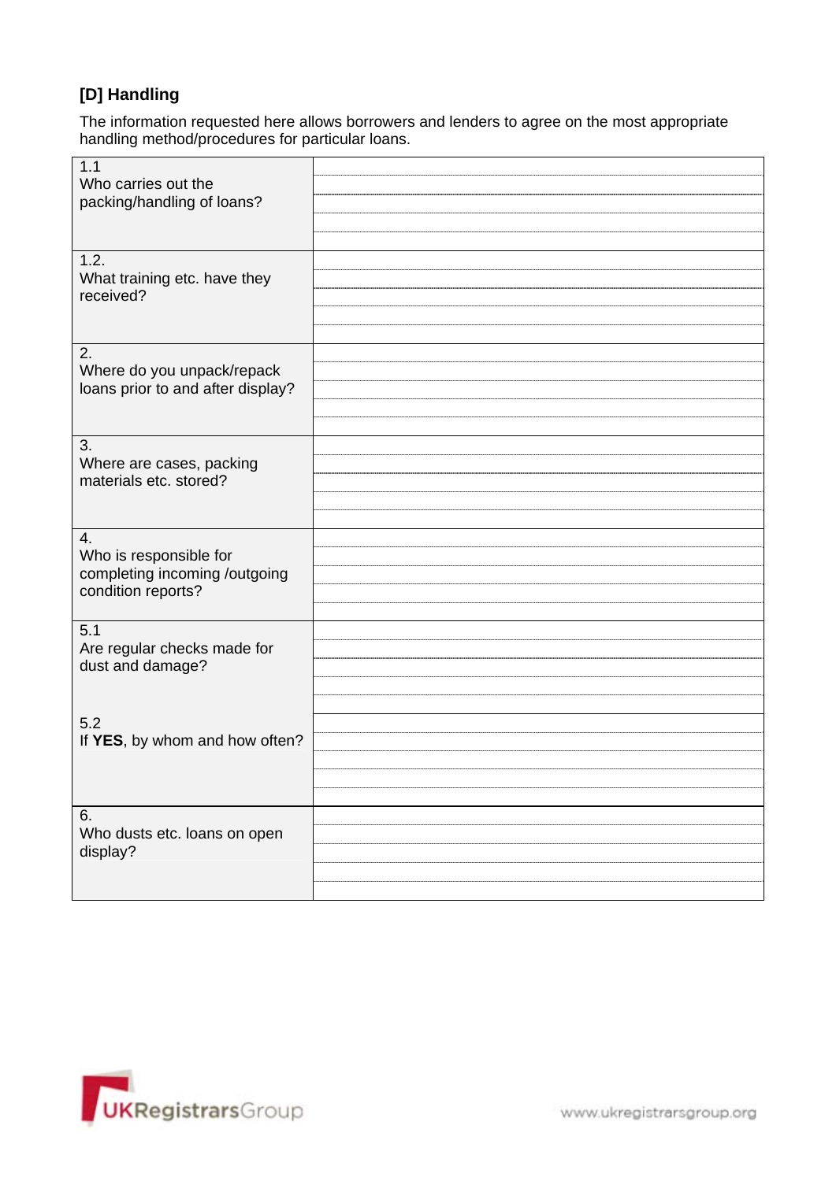### [D] Handling

The information requested here allows borrowers and lenders to agree on the most appropriate handling method/procedures for particular loans.

| | |
|---|---|
| 1.1<br>Who carries out the packing/handling of loans? | |
| 1.2.<br>What training etc. have they received? | |
| 2.<br>Where do you unpack/repack loans prior to and after display? | |
| 3.<br>Where are cases, packing materials etc. stored? | |
| 4.<br>Who is responsible for completing incoming /outgoing condition reports? | |
| 5.1<br>Are regular checks made for dust and damage? | |
| 5.2<br>If **YES**, by whom and how often? | |
| 6.<br>Who dusts etc. loans on open display? | |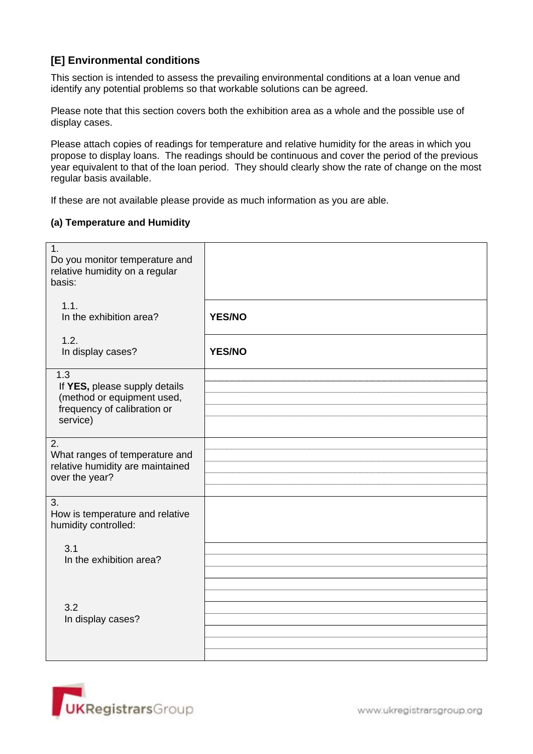## [E] Environmental conditions

This section is intended to assess the prevailing environmental conditions at a loan venue and identify any potential problems so that workable solutions can be agreed.

Please note that this section covers both the exhibition area as a whole and the possible use of display cases.

Please attach copies of readings for temperature and relative humidity for the areas in which you propose to display loans. The readings should be continuous and cover the period of the previous year equivalent to that of the loan period. They should clearly show the rate of change on the most regular basis available.

If these are not available please provide as much information as you are able.

### (a) Temperature and Humidity

| | |
|---|---|
| 1. Do you monitor temperature and relative humidity on a regular basis: | |
| 1.1. In the exhibition area? | **YES/NO** |
| 1.2. In display cases? | **YES/NO** |
| 1.3 If **YES,** please supply details (method or equipment used, frequency of calibration or service) | |
| 2. What ranges of temperature and relative humidity are maintained over the year? | |
| 3. How is temperature and relative humidity controlled: | |
| 3.1 In the exhibition area? | |
| 3.2 In display cases? | |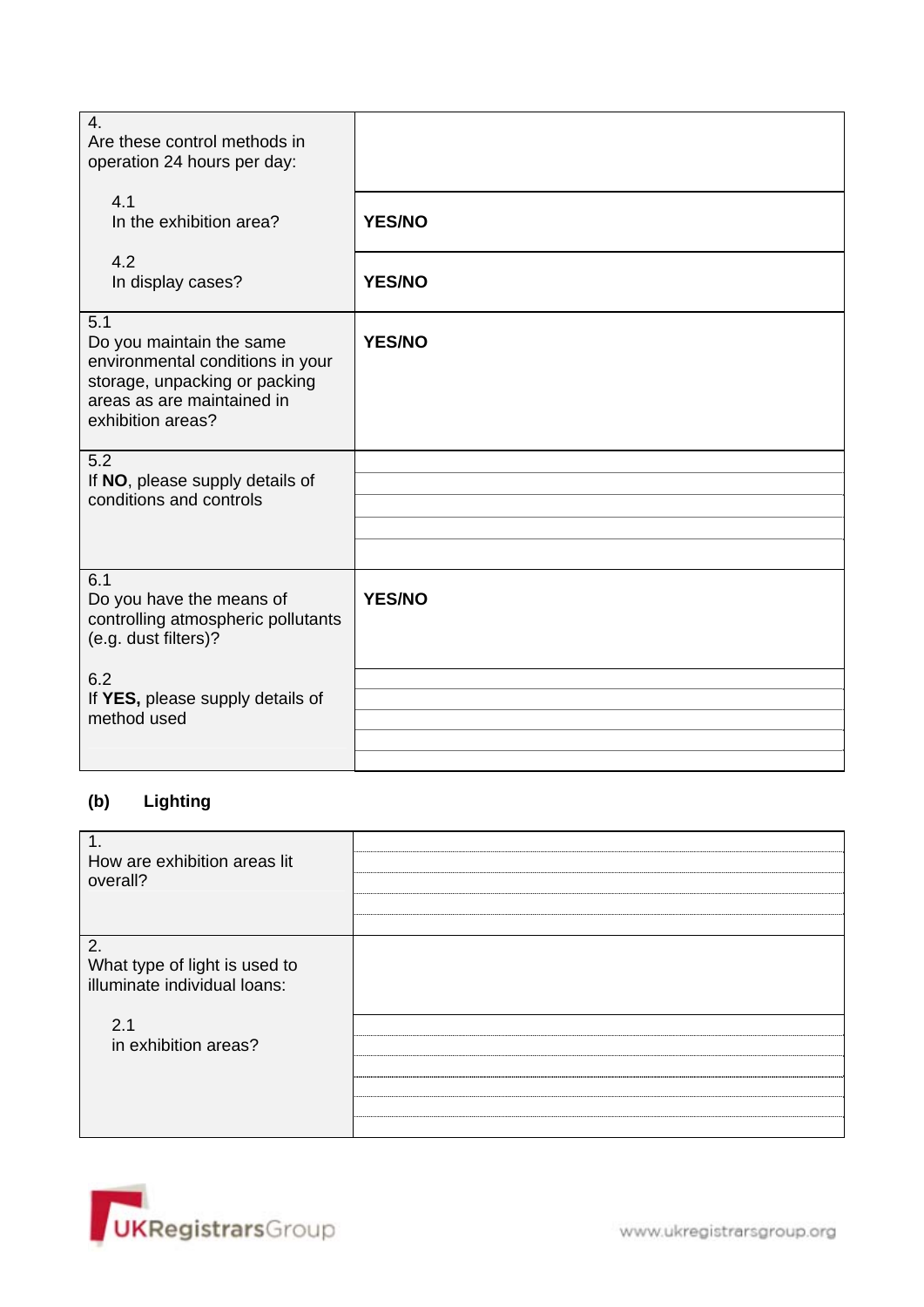| Question | Response |
|---|---|
| 4. Are these control methods in operation 24 hours per day: | |
| 4.1 In the exhibition area? | **YES/NO** |
| 4.2 In display cases? | **YES/NO** |
| 5.1 Do you maintain the same environmental conditions in your storage, unpacking or packing areas as are maintained in exhibition areas? | **YES/NO** |
| 5.2 If **NO**, please supply details of conditions and controls | |
| 6.1 Do you have the means of controlling atmospheric pollutants (e.g. dust filters)? | **YES/NO** |
| 6.2 If **YES,** please supply details of method used | |

### (b) Lighting

| Question | Response |
|---|---|
| 1. How are exhibition areas lit overall? | |
| 2. What type of light is used to illuminate individual loans: | |
| 2.1 in exhibition areas? | |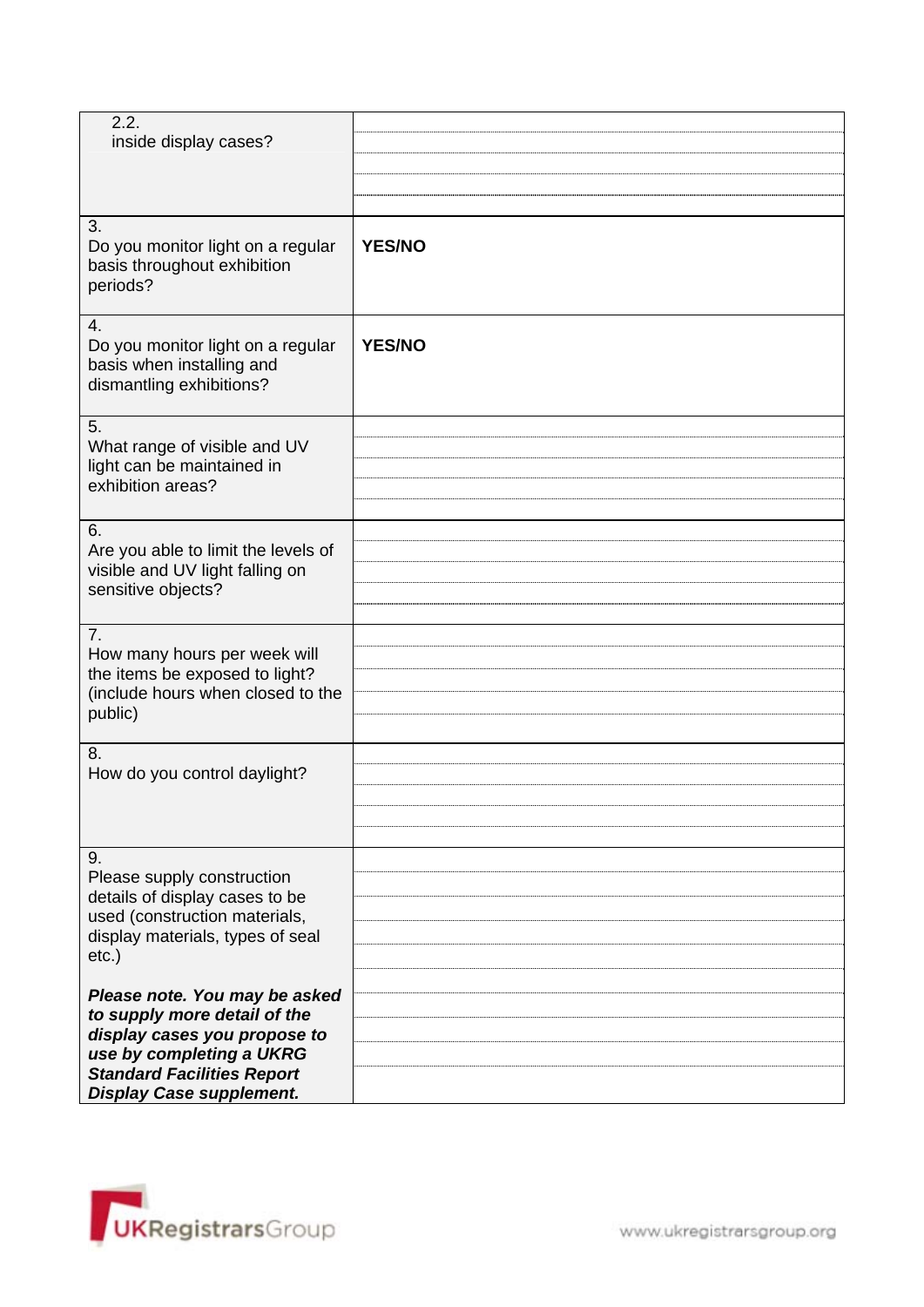| | |
|---|---|
| 2.2. inside display cases? | |
| 3. Do you monitor light on a regular basis throughout exhibition periods? | **YES/NO** |
| 4. Do you monitor light on a regular basis when installing and dismantling exhibitions? | **YES/NO** |
| 5. What range of visible and UV light can be maintained in exhibition areas? | |
| 6. Are you able to limit the levels of visible and UV light falling on sensitive objects? | |
| 7. How many hours per week will the items be exposed to light? (include hours when closed to the public) | |
| 8. How do you control daylight? | |
| 9. Please supply construction details of display cases to be used (construction materials, display materials, types of seal etc.)<br><br>***Please note. You may be asked to supply more detail of the display cases you propose to use by completing a UKRG Standard Facilities Report Display Case supplement.*** | |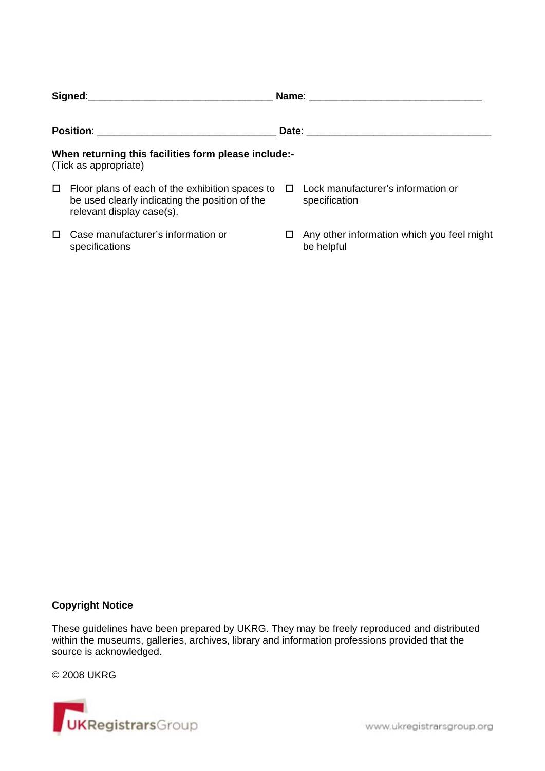**Signed**:________________________________ **Name**: ______________________________

**Position**: _______________________________ **Date**: ________________________________

**When returning this facilities form please include:-**
(Tick as appropriate)

- ☐ Floor plans of each of the exhibition spaces to be used clearly indicating the position of the relevant display case(s).
- ☐ Lock manufacturer's information or specification
- ☐ Case manufacturer's information or specifications
- ☐ Any other information which you feel might be helpful

**Copyright Notice**

These guidelines have been prepared by UKRG. They may be freely reproduced and distributed within the museums, galleries, archives, library and information professions provided that the source is acknowledged.

© 2008 UKRG

UKRegistrarsGroup

www.ukregistrarsgroup.org